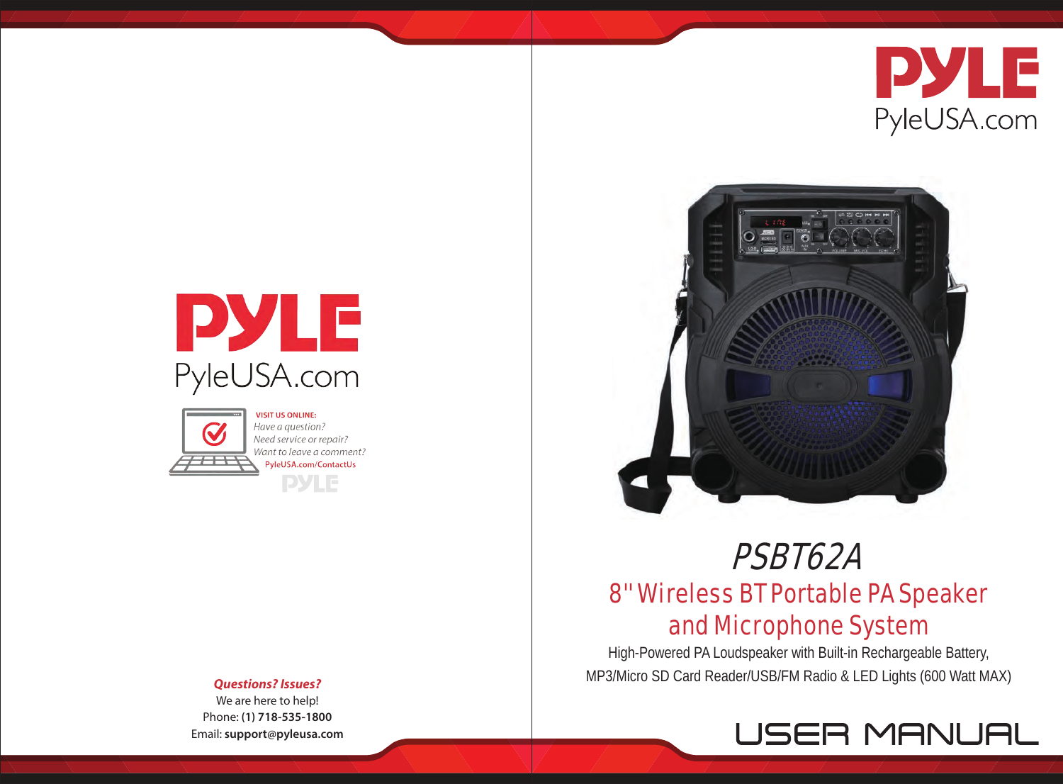PYLE

PyleUSA.com

VISIT US ONLINE:

*Have a question?*

*Need service or repair?*

*Want to leave a comment?*

PyleUSA.com/ContactUs

***Questions? Issues?***

We are here to help!

Phone: **(1) 718-535-1800**

Email: **support@pyleusa.com**

PYLE

PyleUSA.com

# PSBT62A

## 8" Wireless BT Portable PA Speaker and Microphone System

High-Powered PA Loudspeaker with Built-in Rechargeable Battery, MP3/Micro SD Card Reader/USB/FM Radio & LED Lights (600 Watt MAX)

# USER MANUAL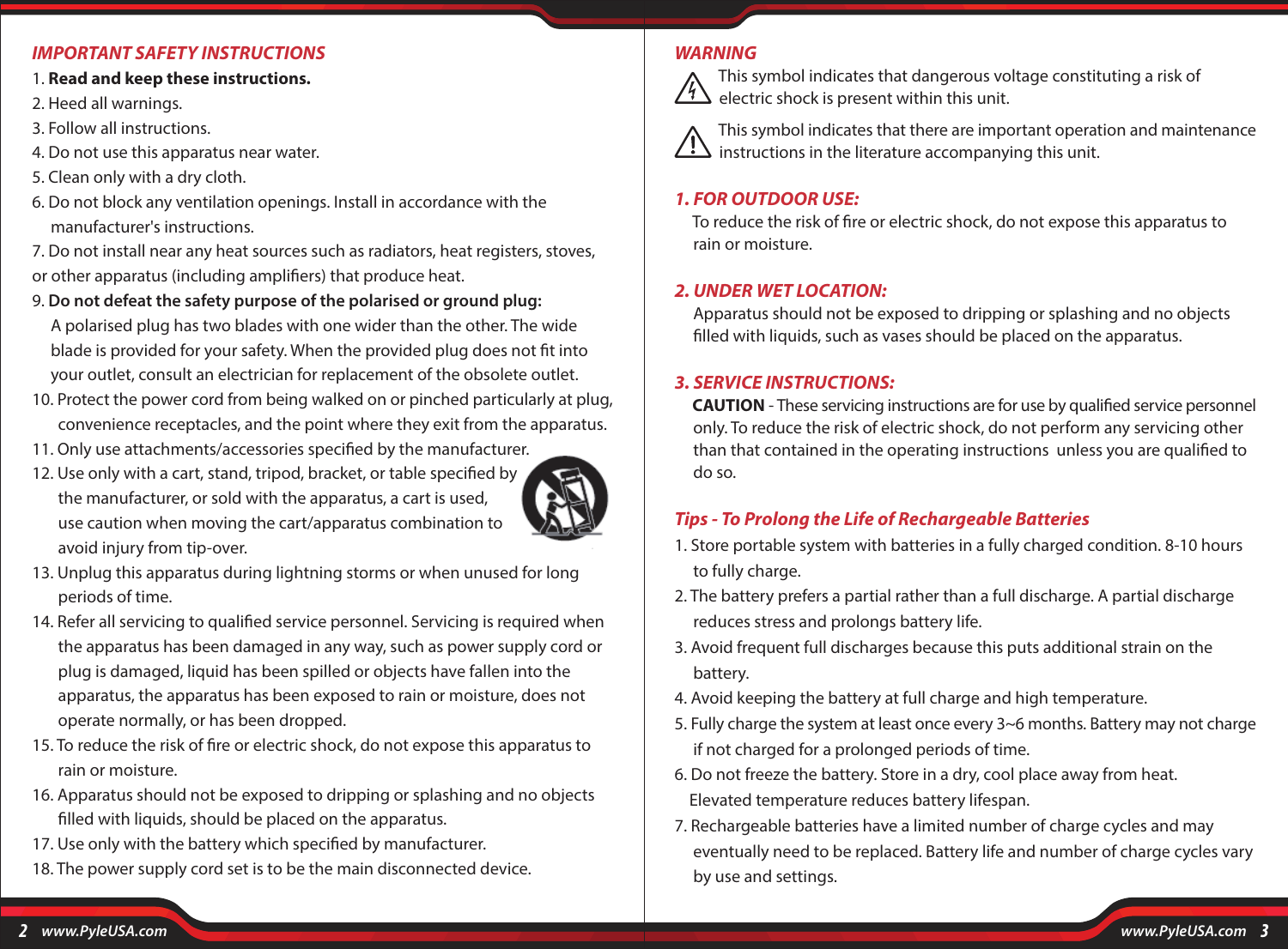## *IMPORTANT SAFETY INSTRUCTIONS*

1. **Read and keep these instructions.**
2. Heed all warnings.
3. Follow all instructions.
4. Do not use this apparatus near water.
5. Clean only with a dry cloth.
6. Do not block any ventilation openings. Install in accordance with the manufacturer's instructions.
7. Do not install near any heat sources such as radiators, heat registers, stoves, or other apparatus (including amplifiers) that produce heat.
9. **Do not defeat the safety purpose of the polarised or ground plug:** A polarised plug has two blades with one wider than the other. The wide blade is provided for your safety. When the provided plug does not fit into your outlet, consult an electrician for replacement of the obsolete outlet.
10. Protect the power cord from being walked on or pinched particularly at plug, convenience receptacles, and the point where they exit from the apparatus.
11. Only use attachments/accessories specified by the manufacturer.
12. Use only with a cart, stand, tripod, bracket, or table specified by the manufacturer, or sold with the apparatus, a cart is used, use caution when moving the cart/apparatus combination to avoid injury from tip-over.
13. Unplug this apparatus during lightning storms or when unused for long periods of time.
14. Refer all servicing to qualified service personnel. Servicing is required when the apparatus has been damaged in any way, such as power supply cord or plug is damaged, liquid has been spilled or objects have fallen into the apparatus, the apparatus has been exposed to rain or moisture, does not operate normally, or has been dropped.
15. To reduce the risk of fire or electric shock, do not expose this apparatus to rain or moisture.
16. Apparatus should not be exposed to dripping or splashing and no objects filled with liquids, should be placed on the apparatus.
17. Use only with the battery which specified by manufacturer.
18. The power supply cord set is to be the main disconnected device.

## *WARNING*

This symbol indicates that dangerous voltage constituting a risk of electric shock is present within this unit.

This symbol indicates that there are important operation and maintenance instructions in the literature accompanying this unit.

### *1. FOR OUTDOOR USE:*

To reduce the risk of fire or electric shock, do not expose this apparatus to rain or moisture.

### *2. UNDER WET LOCATION:*

Apparatus should not be exposed to dripping or splashing and no objects filled with liquids, such as vases should be placed on the apparatus.

### *3. SERVICE INSTRUCTIONS:*

**CAUTION** - These servicing instructions are for use by qualified service personnel only. To reduce the risk of electric shock, do not perform any servicing other than that contained in the operating instructions unless you are qualified to do so.

## *Tips - To Prolong the Life of Rechargeable Batteries*

1. Store portable system with batteries in a fully charged condition. 8-10 hours to fully charge.
2. The battery prefers a partial rather than a full discharge. A partial discharge reduces stress and prolongs battery life.
3. Avoid frequent full discharges because this puts additional strain on the battery.
4. Avoid keeping the battery at full charge and high temperature.
5. Fully charge the system at least once every 3~6 months. Battery may not charge if not charged for a prolonged periods of time.
6. Do not freeze the battery. Store in a dry, cool place away from heat. Elevated temperature reduces battery lifespan.
7. Rechargeable batteries have a limited number of charge cycles and may eventually need to be replaced. Battery life and number of charge cycles vary by use and settings.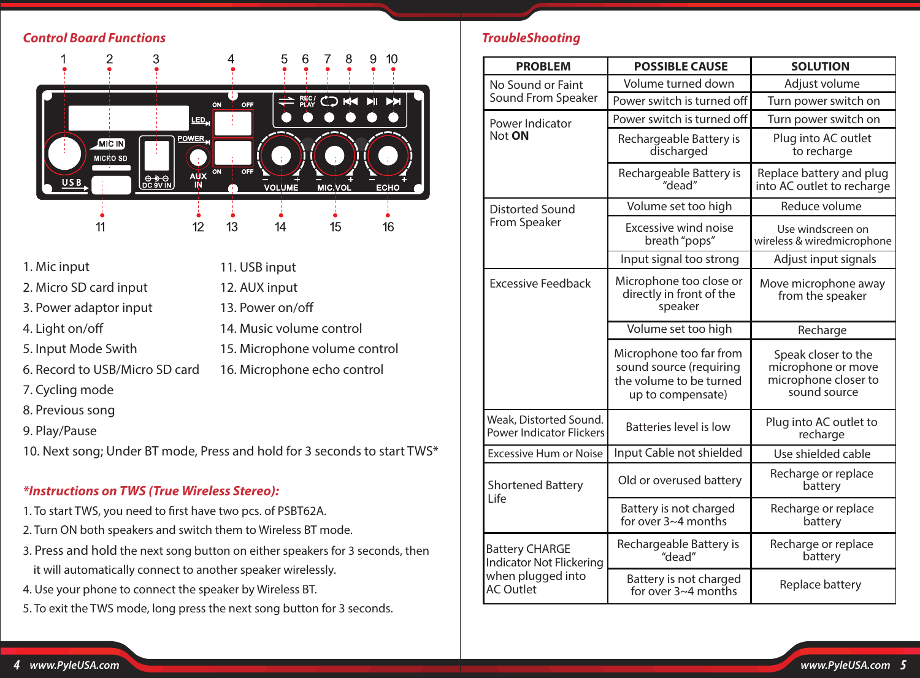## Control Board Functions

1. Mic input
2. Micro SD card input
3. Power adaptor input
4. Light on/off
5. Input Mode Swith
6. Record to USB/Micro SD card
7. Cycling mode
8. Previous song
9. Play/Pause
10. Next song; Under BT mode, Press and hold for 3 seconds to start TWS*
11. USB input
12. AUX input
13. Power on/off
14. Music volume control
15. Microphone volume control
16. Microphone echo control

### *Instructions on TWS (True Wireless Stereo):

1. To start TWS, you need to first have two pcs. of PSBT62A.
2. Turn ON both speakers and switch them to Wireless BT mode.
3. Press and hold the next song button on either speakers for 3 seconds, then it will automatically connect to another speaker wirelessly.
4. Use your phone to connect the speaker by Wireless BT.
5. To exit the TWS mode, long press the next song button for 3 seconds.

## TroubleShooting

| PROBLEM | POSSIBLE CAUSE | SOLUTION |
|---|---|---|
| No Sound or Faint Sound From Speaker | Volume turned down | Adjust volume |
| | Power switch is turned off | Turn power switch on |
| Power Indicator Not **ON** | Power switch is turned off | Turn power switch on |
| | Rechargeable Battery is discharged | Plug into AC outlet to recharge |
| | Rechargeable Battery is "dead" | Replace battery and plug into AC outlet to recharge |
| Distorted Sound From Speaker | Volume set too high | Reduce volume |
| | Excessive wind noise breath "pops" | Use windscreen on wireless & wiredmicrophone |
| | Input signal too strong | Adjust input signals |
| Excessive Feedback | Microphone too close or directly in front of the speaker | Move microphone away from the speaker |
| | Volume set too high | Recharge |
| | Microphone too far from sound source (requiring the volume to be turned up to compensate) | Speak closer to the microphone or move microphone closer to sound source |
| Weak, Distorted Sound. Power Indicator Flickers | Batteries level is low | Plug into AC outlet to recharge |
| Excessive Hum or Noise | Input Cable not shielded | Use shielded cable |
| Shortened Battery Life | Old or overused battery | Recharge or replace battery |
| | Battery is not charged for over 3~4 months | Recharge or replace battery |
| Battery CHARGE Indicator Not Flickering when plugged into AC Outlet | Rechargeable Battery is "dead" | Recharge or replace battery |
| | Battery is not charged for over 3~4 months | Replace battery |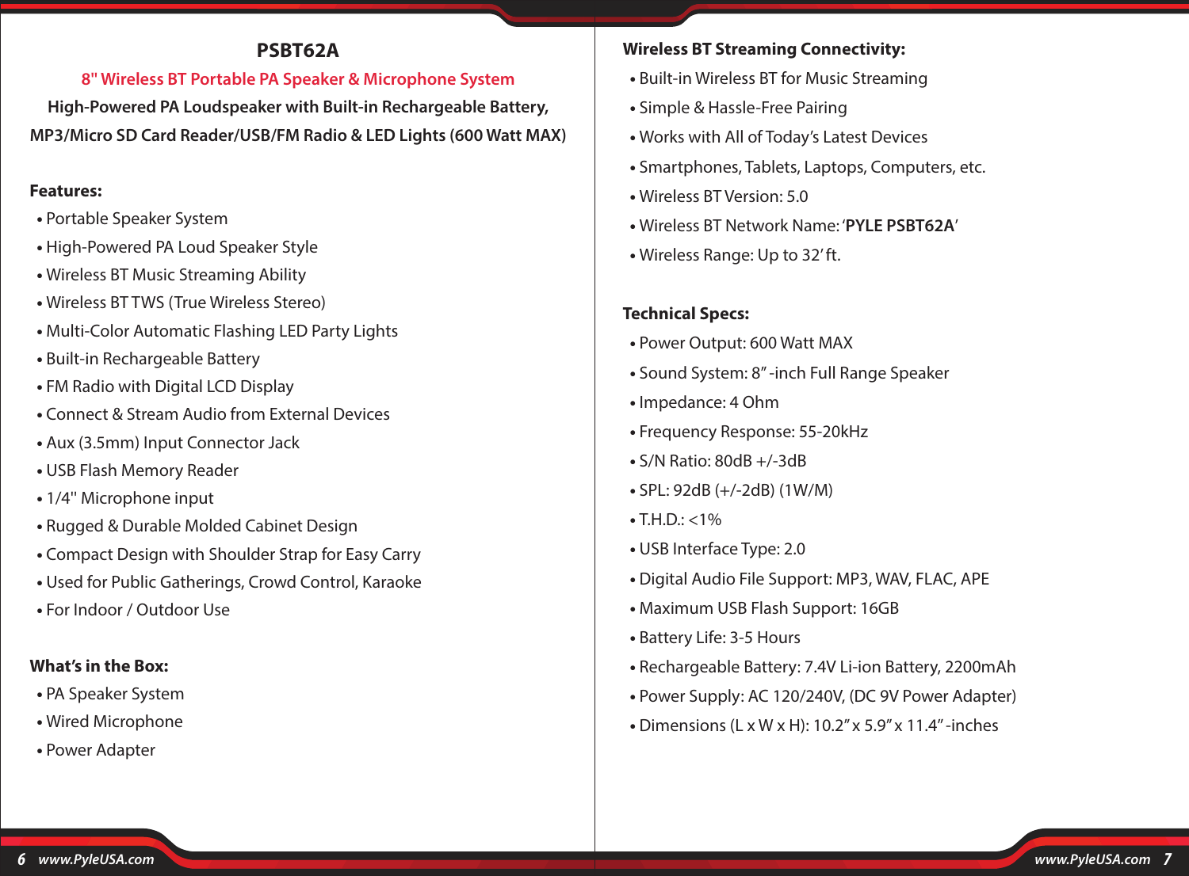# PSBT62A

**8" Wireless BT Portable PA Speaker & Microphone System**

**High-Powered PA Loudspeaker with Built-in Rechargeable Battery, MP3/Micro SD Card Reader/USB/FM Radio & LED Lights (600 Watt MAX)**

**Features:**

- Portable Speaker System
- High-Powered PA Loud Speaker Style
- Wireless BT Music Streaming Ability
- Wireless BT TWS (True Wireless Stereo)
- Multi-Color Automatic Flashing LED Party Lights
- Built-in Rechargeable Battery
- FM Radio with Digital LCD Display
- Connect & Stream Audio from External Devices
- Aux (3.5mm) Input Connector Jack
- USB Flash Memory Reader
- 1/4'' Microphone input
- Rugged & Durable Molded Cabinet Design
- Compact Design with Shoulder Strap for Easy Carry
- Used for Public Gatherings, Crowd Control, Karaoke
- For Indoor / Outdoor Use

**What's in the Box:**

- PA Speaker System
- Wired Microphone
- Power Adapter

**Wireless BT Streaming Connectivity:**

- Built-in Wireless BT for Music Streaming
- Simple & Hassle-Free Pairing
- Works with All of Today's Latest Devices
- Smartphones, Tablets, Laptops, Computers, etc.
- Wireless BT Version: 5.0
- Wireless BT Network Name: '**PYLE PSBT62A**'
- Wireless Range: Up to 32' ft.

**Technical Specs:**

- Power Output: 600 Watt MAX
- Sound System: 8'' -inch Full Range Speaker
- Impedance: 4 Ohm
- Frequency Response: 55-20kHz
- S/N Ratio: 80dB +/-3dB
- SPL: 92dB (+/-2dB) (1W/M)
- T.H.D.: <1%
- USB Interface Type: 2.0
- Digital Audio File Support: MP3, WAV, FLAC, APE
- Maximum USB Flash Support: 16GB
- Battery Life: 3-5 Hours
- Rechargeable Battery: 7.4V Li-ion Battery, 2200mAh
- Power Supply: AC 120/240V, (DC 9V Power Adapter)
- Dimensions (L x W x H): 10.2'' x 5.9'' x 11.4'' -inches